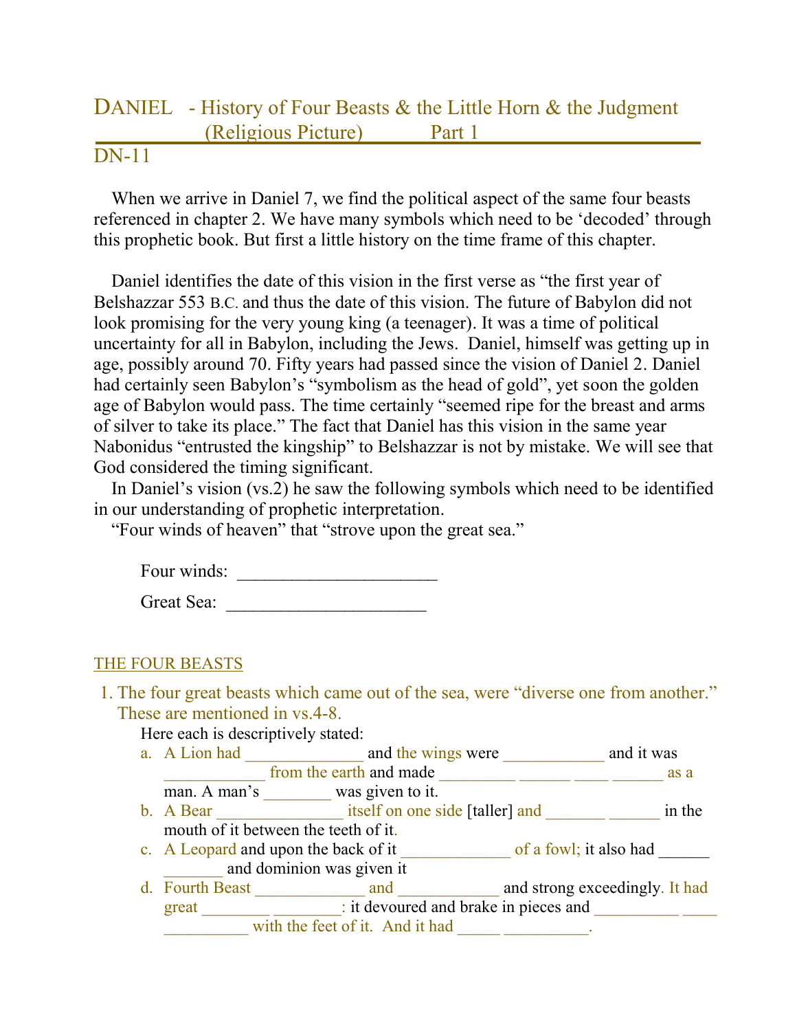# DANIEL - History of Four Beasts & the Little Horn & the Judgment (Religious Picture) Part 1

DN-11

When we arrive in Daniel 7, we find the political aspect of the same four beasts referenced in chapter 2. We have many symbols which need to be 'decoded' through this prophetic book. But first a little history on the time frame of this chapter.

Daniel identifies the date of this vision in the first verse as "the first year of Belshazzar 553 B.C. and thus the date of this vision. The future of Babylon did not look promising for the very young king (a teenager). It was a time of political uncertainty for all in Babylon, including the Jews. Daniel, himself was getting up in age, possibly around 70. Fifty years had passed since the vision of Daniel 2. Daniel had certainly seen Babylon's "symbolism as the head of gold", yet soon the golden age of Babylon would pass. The time certainly "seemed ripe for the breast and arms of silver to take its place." The fact that Daniel has this vision in the same year Nabonidus "entrusted the kingship" to Belshazzar is not by mistake. We will see that God considered the timing significant.

In Daniel's vision (vs.2) he saw the following symbols which need to be identified in our understanding of prophetic interpretation.

"Four winds of heaven" that "strove upon the great sea."

Four winds: ______________________

Great Sea: ______________________

## THE FOUR BEASTS

1. The four great beasts which came out of the sea, were "diverse one from another." These are mentioned in vs.4-8.

   Here each is descriptively stated:

   a. A Lion had ______________ and the wings were ____________ and it was ____________ from the earth and made _________ ______ ____ ______ as a man. A man's ________ was given to it.
   b. A Bear _______________ itself on one side [taller] and _______ ______ in the mouth of it between the teeth of it.
   c. A Leopard and upon the back of it _____________ of a fowl; it also had ______ _______ and dominion was given it
   d. Fourth Beast _____________ and ____________ and strong exceedingly. It had great ________ ________: it devoured and brake in pieces and __________ ____ __________ with the feet of it. And it had _____ __________.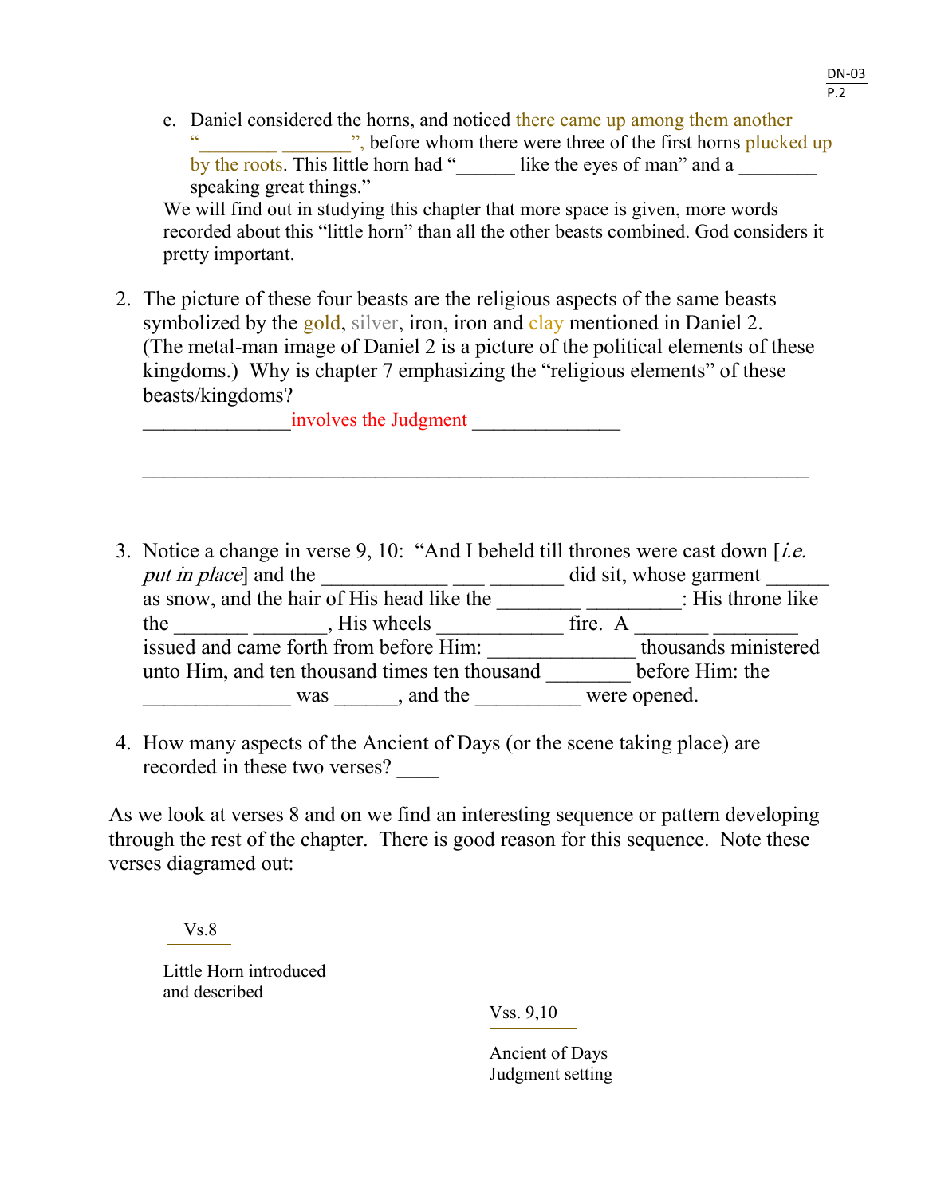e. Daniel considered the horns, and noticed there came up among them another "________ _______", before whom there were three of the first horns plucked up by the roots. This little horn had "______ like the eyes of man" and a ________ speaking great things."

We will find out in studying this chapter that more space is given, more words recorded about this "little horn" than all the other beasts combined. God considers it pretty important.

2. The picture of these four beasts are the religious aspects of the same beasts symbolized by the gold, silver, iron, iron and clay mentioned in Daniel 2. (The metal-man image of Daniel 2 is a picture of the political elements of these kingdoms.) Why is chapter 7 emphasizing the "religious elements" of these beasts/kingdoms?

   ______________involves the Judgment ______________

   ____________________________________________________________

3. Notice a change in verse 9, 10: "And I beheld till thrones were cast down [*i.e. put in place*] and the ___________ ___ _______ did sit, whose garment ______ as snow, and the hair of His head like the ________ _________: His throne like the _______ _______, His wheels ___________ fire. A _______ ________ issued and came forth from before Him: _____________ thousands ministered unto Him, and ten thousand times ten thousand ________ before Him: the ______________ was ______, and the __________ were opened.

4. How many aspects of the Ancient of Days (or the scene taking place) are recorded in these two verses? ____

As we look at verses 8 and on we find an interesting sequence or pattern developing through the rest of the chapter. There is good reason for this sequence. Note these verses diagramed out:

Vs.8

Little Horn introduced and described

Vss. 9,10

Ancient of Days Judgment setting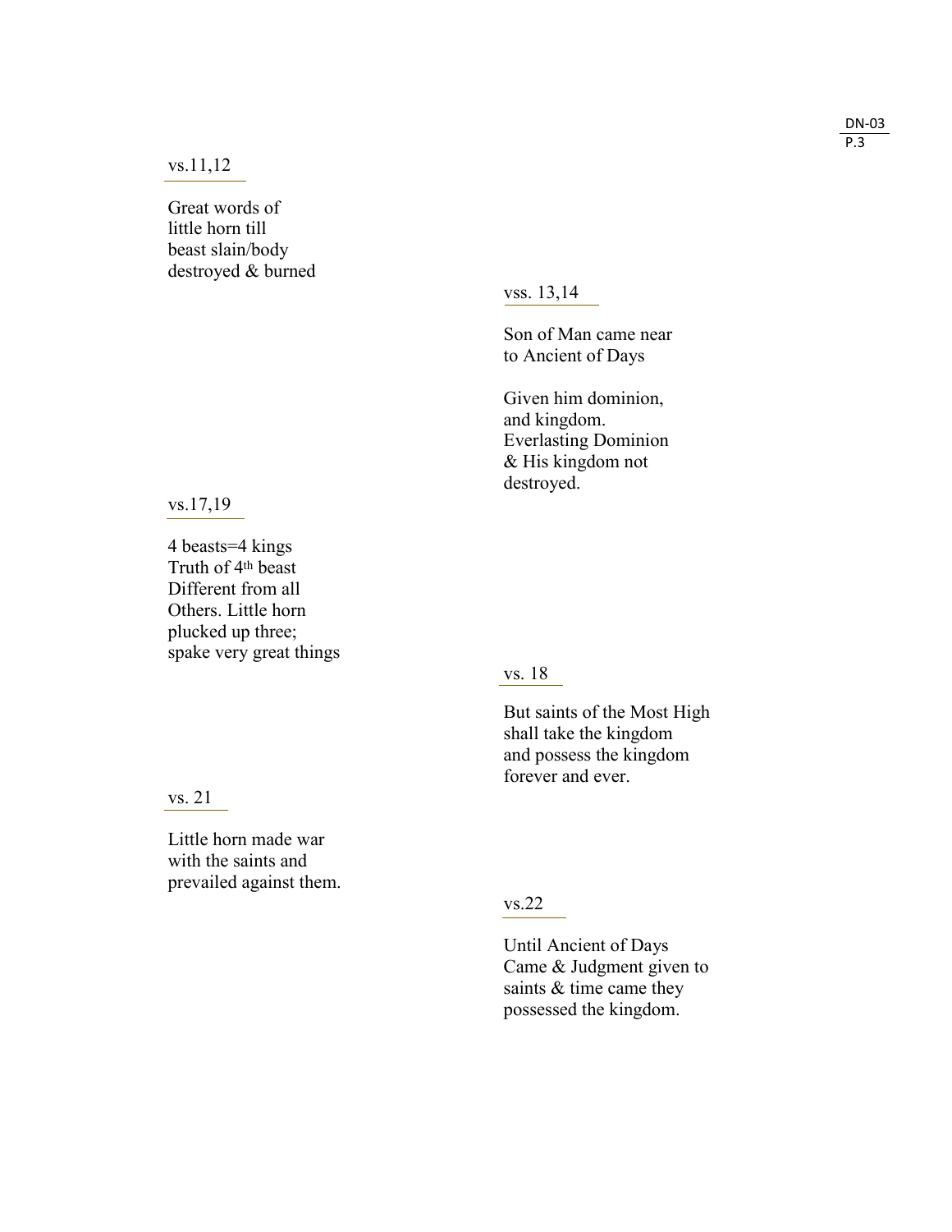vs.11,12

Great words of little horn till beast slain/body destroyed & burned

vss. 13,14

Son of Man came near to Ancient of Days

Given him dominion, and kingdom. Everlasting Dominion & His kingdom not destroyed.

vs.17,19

4 beasts=4 kings
Truth of 4th beast
Different from all Others. Little horn plucked up three; spake very great things

vs. 18

But saints of the Most High shall take the kingdom and possess the kingdom forever and ever.

vs. 21

Little horn made war with the saints and prevailed against them.

vs.22

Until Ancient of Days Came & Judgment given to saints & time came they possessed the kingdom.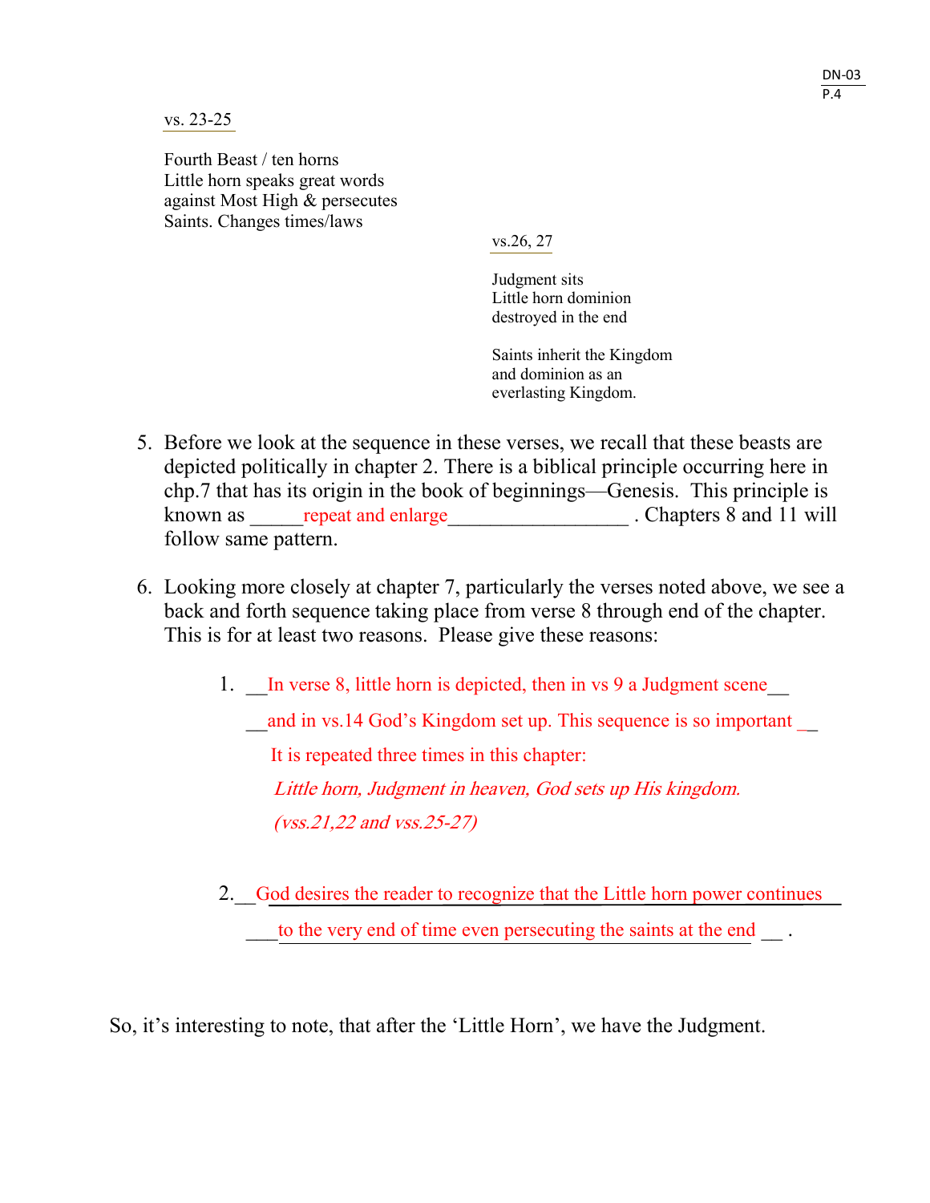vs. 23-25

Fourth Beast / ten horns
Little horn speaks great words
against Most High & persecutes
Saints. Changes times/laws

vs.26, 27

Judgment sits
Little horn dominion
destroyed in the end

Saints inherit the Kingdom
and dominion as an
everlasting Kingdom.

5. Before we look at the sequence in these verses, we recall that these beasts are depicted politically in chapter 2. There is a biblical principle occurring here in chp.7 that has its origin in the book of beginnings—Genesis. This principle is known as _____repeat and enlarge_________________ . Chapters 8 and 11 will follow same pattern.

6. Looking more closely at chapter 7, particularly the verses noted above, we see a back and forth sequence taking place from verse 8 through end of the chapter. This is for at least two reasons. Please give these reasons:

   1. __In verse 8, little horn is depicted, then in vs 9 a Judgment scene__ __and in vs.14 God's Kingdom set up. This sequence is so important __ It is repeated three times in this chapter:
      *Little horn, Judgment in heaven, God sets up His kingdom.*
      *(vss.21,22 and vss.25-27)*

   2. __God desires the reader to recognize that the Little horn power continues__ ___to the very end of time even persecuting the saints at the end __ .

So, it's interesting to note, that after the 'Little Horn', we have the Judgment.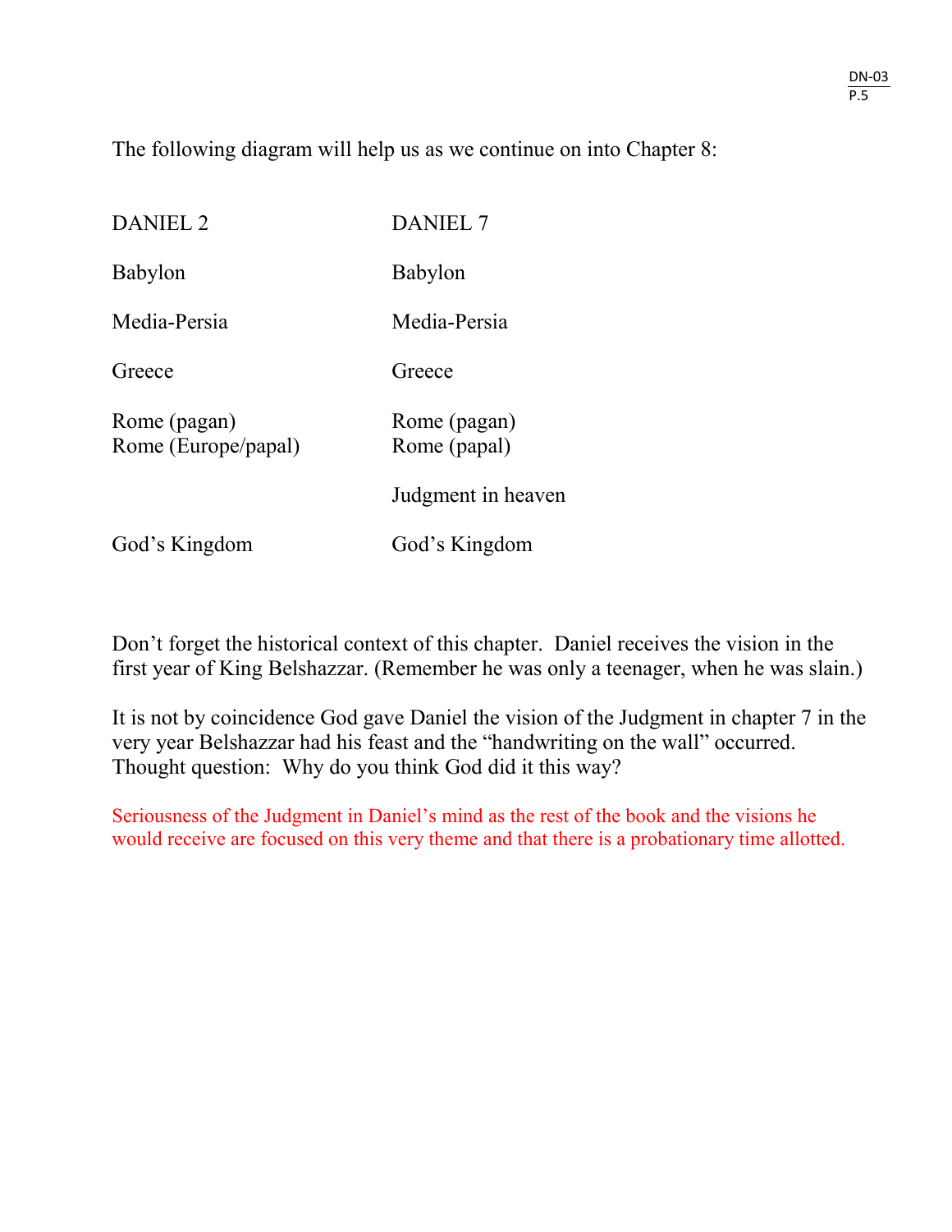The following diagram will help us as we continue on into Chapter 8:

| DANIEL 2 | DANIEL 7 |
| --- | --- |
| Babylon | Babylon |
| Media-Persia | Media-Persia |
| Greece | Greece |
| Rome (pagan)<br>Rome (Europe/papal) | Rome (pagan)<br>Rome (papal) |
| | Judgment in heaven |
| God's Kingdom | God's Kingdom |

Don't forget the historical context of this chapter. Daniel receives the vision in the first year of King Belshazzar. (Remember he was only a teenager, when he was slain.)

It is not by coincidence God gave Daniel the vision of the Judgment in chapter 7 in the very year Belshazzar had his feast and the "handwriting on the wall" occurred. Thought question: Why do you think God did it this way?

Seriousness of the Judgment in Daniel's mind as the rest of the book and the visions he would receive are focused on this very theme and that there is a probationary time allotted.